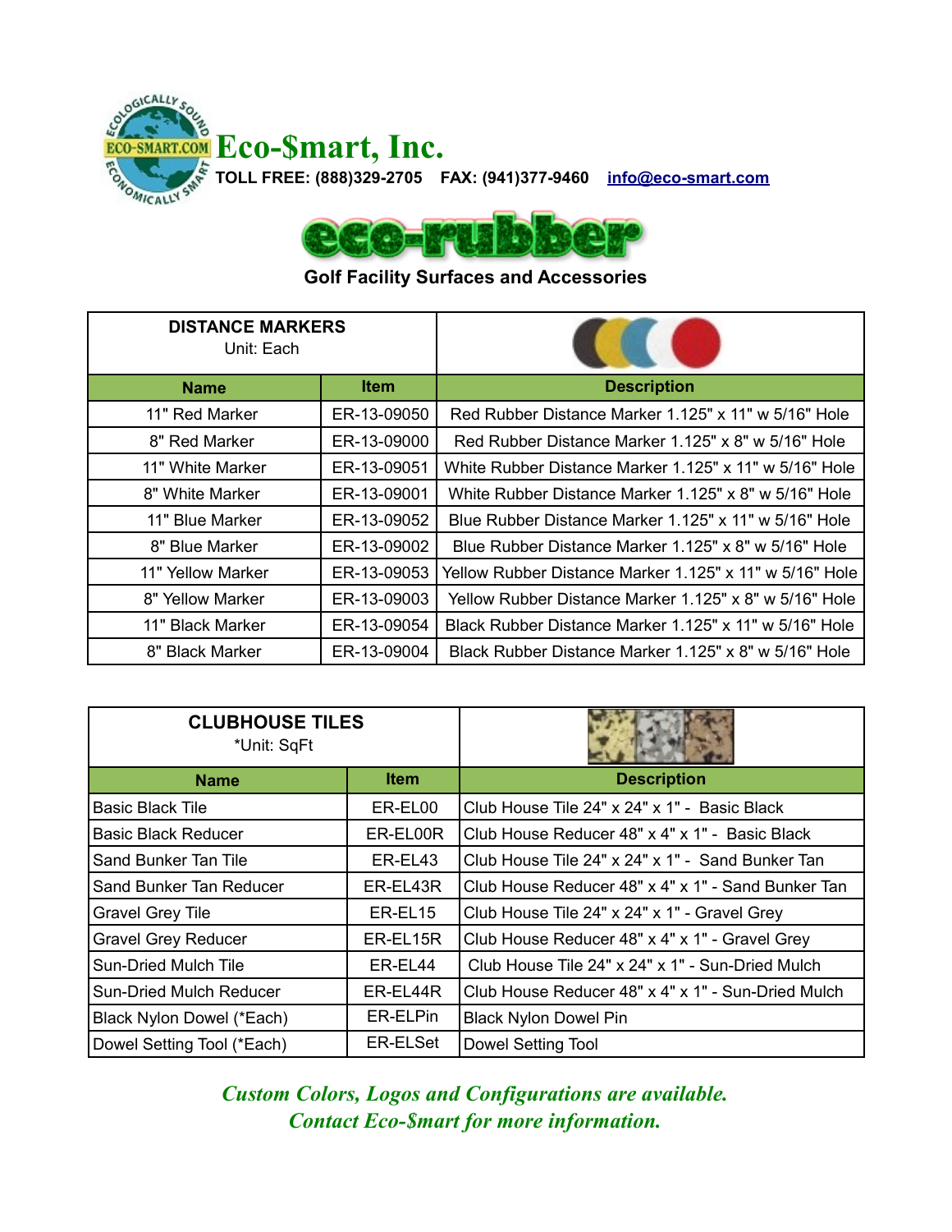# Eco-$mart, Inc.

**TOLL FREE: (888)329-2705 FAX: (941)377-9460 info@eco-smart.com**

## eco-rubber

**Golf Facility Surfaces and Accessories**

| **DISTANCE MARKERS** Unit: Each | | |
|---|---|---|
| **Name** | **Item** | **Description** |
| 11" Red Marker | ER-13-09050 | Red Rubber Distance Marker 1.125" x 11" w 5/16" Hole |
| 8" Red Marker | ER-13-09000 | Red Rubber Distance Marker 1.125" x 8" w 5/16" Hole |
| 11" White Marker | ER-13-09051 | White Rubber Distance Marker 1.125" x 11" w 5/16" Hole |
| 8" White Marker | ER-13-09001 | White Rubber Distance Marker 1.125" x 8" w 5/16" Hole |
| 11" Blue Marker | ER-13-09052 | Blue Rubber Distance Marker 1.125" x 11" w 5/16" Hole |
| 8" Blue Marker | ER-13-09002 | Blue Rubber Distance Marker 1.125" x 8" w 5/16" Hole |
| 11" Yellow Marker | ER-13-09053 | Yellow Rubber Distance Marker 1.125" x 11" w 5/16" Hole |
| 8" Yellow Marker | ER-13-09003 | Yellow Rubber Distance Marker 1.125" x 8" w 5/16" Hole |
| 11" Black Marker | ER-13-09054 | Black Rubber Distance Marker 1.125" x 11" w 5/16" Hole |
| 8" Black Marker | ER-13-09004 | Black Rubber Distance Marker 1.125" x 8" w 5/16" Hole |

| **CLUBHOUSE TILES** *Unit: SqFt | | |
|---|---|---|
| **Name** | **Item** | **Description** |
| Basic Black Tile | ER-EL00 | Club House Tile 24" x 24" x 1" - Basic Black |
| Basic Black Reducer | ER-EL00R | Club House Reducer 48" x 4" x 1" - Basic Black |
| Sand Bunker Tan Tile | ER-EL43 | Club House Tile 24" x 24" x 1" - Sand Bunker Tan |
| Sand Bunker Tan Reducer | ER-EL43R | Club House Reducer 48" x 4" x 1" - Sand Bunker Tan |
| Gravel Grey Tile | ER-EL15 | Club House Tile 24" x 24" x 1" - Gravel Grey |
| Gravel Grey Reducer | ER-EL15R | Club House Reducer 48" x 4" x 1" - Gravel Grey |
| Sun-Dried Mulch Tile | ER-EL44 | Club House Tile 24" x 24" x 1" - Sun-Dried Mulch |
| Sun-Dried Mulch Reducer | ER-EL44R | Club House Reducer 48" x 4" x 1" - Sun-Dried Mulch |
| Black Nylon Dowel (*Each) | ER-ELPin | Black Nylon Dowel Pin |
| Dowel Setting Tool (*Each) | ER-ELSet | Dowel Setting Tool |

***Custom Colors, Logos and Configurations are available.***
***Contact Eco-$mart for more information.***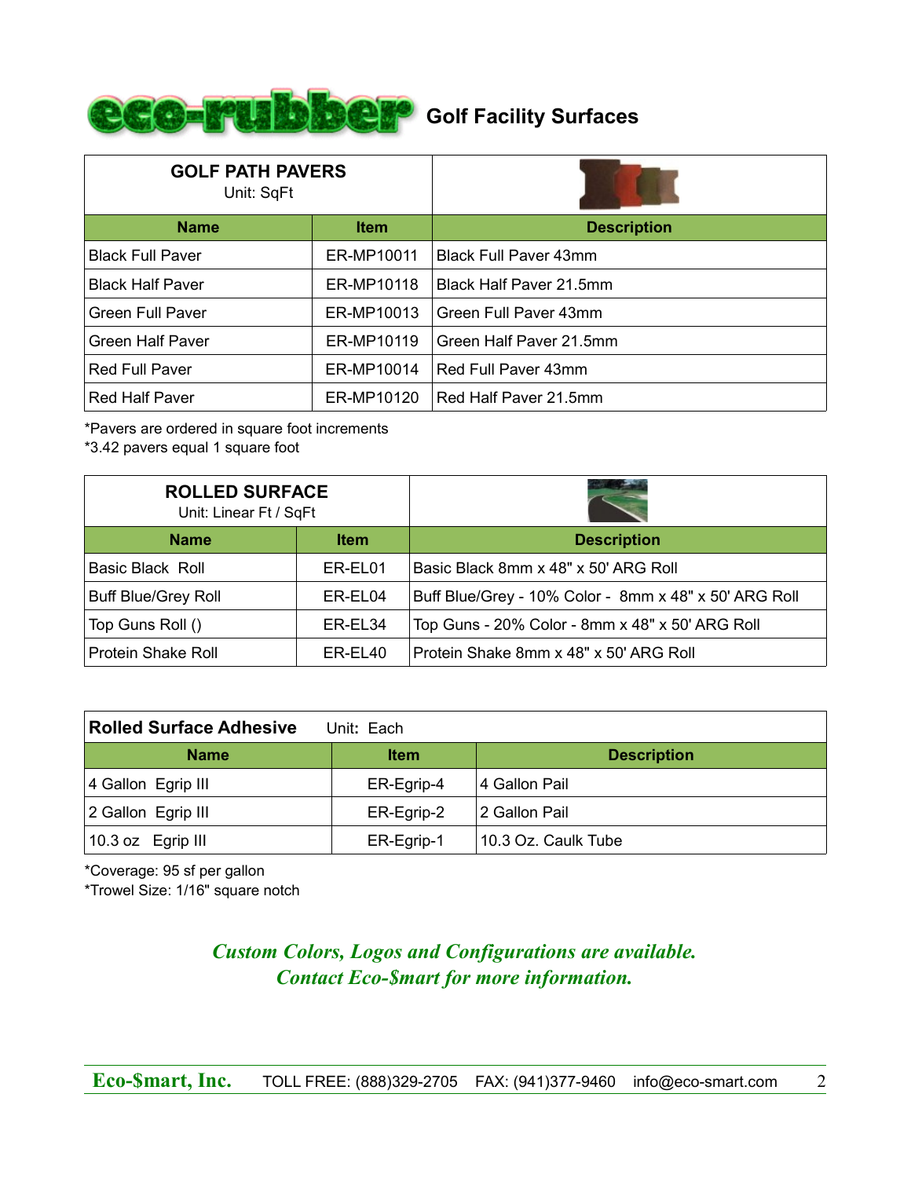# eco-rubber Golf Facility Surfaces

| GOLF PATH PAVERS<br>Unit: SqFt | | |
|---|---|---|
| **Name** | **Item** | **Description** |
| Black Full Paver | ER-MP10011 | Black Full Paver 43mm |
| Black Half Paver | ER-MP10118 | Black Half Paver 21.5mm |
| Green Full Paver | ER-MP10013 | Green Full Paver 43mm |
| Green Half Paver | ER-MP10119 | Green Half Paver 21.5mm |
| Red Full Paver | ER-MP10014 | Red Full Paver 43mm |
| Red Half Paver | ER-MP10120 | Red Half Paver 21.5mm |

*Pavers are ordered in square foot increments
*3.42 pavers equal 1 square foot

| ROLLED SURFACE<br>Unit: Linear Ft / SqFt | | |
|---|---|---|
| **Name** | **Item** | **Description** |
| Basic Black Roll | ER-EL01 | Basic Black 8mm x 48" x 50' ARG Roll |
| Buff Blue/Grey Roll | ER-EL04 | Buff Blue/Grey - 10% Color - 8mm x 48" x 50' ARG Roll |
| Top Guns Roll () | ER-EL34 | Top Guns - 20% Color - 8mm x 48" x 50' ARG Roll |
| Protein Shake Roll | ER-EL40 | Protein Shake 8mm x 48" x 50' ARG Roll |

| **Rolled Surface Adhesive** Unit: Each | | |
|---|---|---|
| **Name** | **Item** | **Description** |
| 4 Gallon Egrip III | ER-Egrip-4 | 4 Gallon Pail |
| 2 Gallon Egrip III | ER-Egrip-2 | 2 Gallon Pail |
| 10.3 oz Egrip III | ER-Egrip-1 | 10.3 Oz. Caulk Tube |

*Coverage: 95 sf per gallon
*Trowel Size: 1/16" square notch

***Custom Colors, Logos and Configurations are available.***
***Contact Eco-$mart for more information.***

**Eco-$mart, Inc.** TOLL FREE: (888)329-2705 FAX: (941)377-9460 info@eco-smart.com